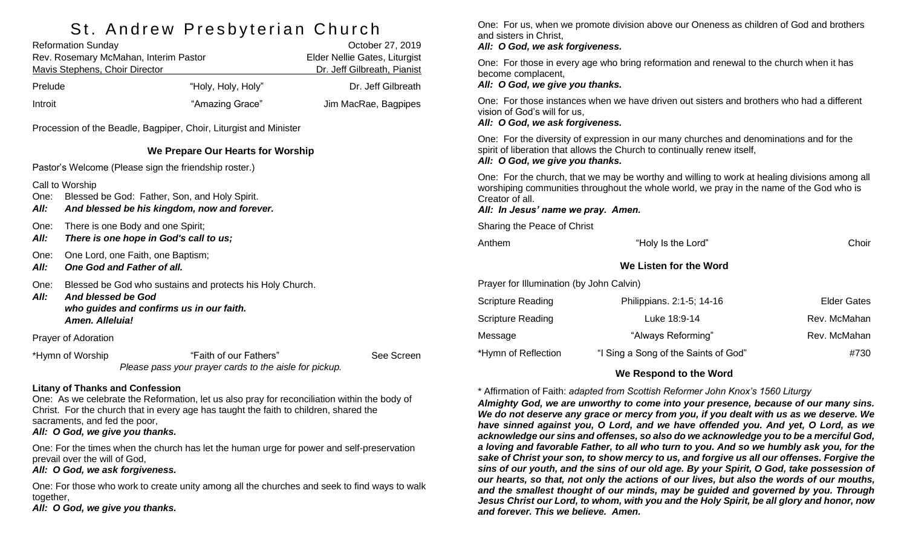# St. Andrew Presbyterian Church

| | |
|---|---|
| Reformation Sunday | October 27, 2019 |
| Rev. Rosemary McMahan, Interim Pastor | Elder Nellie Gates, Liturgist |
| Mavis Stephens, Choir Director | Dr. Jeff Gilbreath, Pianist |

| | | |
|---|---|---|
| Prelude | "Holy, Holy, Holy" | Dr. Jeff Gilbreath |
| Introit | "Amazing Grace" | Jim MacRae, Bagpipes |

Procession of the Beadle, Bagpiper, Choir, Liturgist and Minister

## We Prepare Our Hearts for Worship

Pastor's Welcome (Please sign the friendship roster.)

Call to Worship

One: Blessed be God: Father, Son, and Holy Spirit.
***All: And blessed be his kingdom, now and forever.***

One: There is one Body and one Spirit;
***All: There is one hope in God's call to us;***

One: One Lord, one Faith, one Baptism;
***All: One God and Father of all.***

One: Blessed be God who sustains and protects his Holy Church.
***All: And blessed be God who guides and confirms us in our faith. Amen. Alleluia!***

Prayer of Adoration

| | | |
|---|---|---|
| *Hymn of Worship | "Faith of our Fathers" | See Screen |

*Please pass your prayer cards to the aisle for pickup.*

**Litany of Thanks and Confession**

One: As we celebrate the Reformation, let us also pray for reconciliation within the body of Christ. For the church that in every age has taught the faith to children, shared the sacraments, and fed the poor,
***All: O God, we give you thanks.***

One: For the times when the church has let the human urge for power and self-preservation prevail over the will of God,
***All: O God, we ask forgiveness.***

One: For those who work to create unity among all the churches and seek to find ways to walk together,
***All: O God, we give you thanks.***

One: For us, when we promote division above our Oneness as children of God and brothers and sisters in Christ,
***All: O God, we ask forgiveness.***

One: For those in every age who bring reformation and renewal to the church when it has become complacent,
***All: O God, we give you thanks.***

One: For those instances when we have driven out sisters and brothers who had a different vision of God's will for us,
***All: O God, we ask forgiveness.***

One: For the diversity of expression in our many churches and denominations and for the spirit of liberation that allows the Church to continually renew itself,
***All: O God, we give you thanks.***

One: For the church, that we may be worthy and willing to work at healing divisions among all worshiping communities throughout the whole world, we pray in the name of the God who is Creator of all.
***All: In Jesus' name we pray. Amen.***

Sharing the Peace of Christ

| | | |
|---|---|---|
| Anthem | "Holy Is the Lord" | Choir |

## We Listen for the Word

Prayer for Illumination (by John Calvin)

| | | |
|---|---|---|
| Scripture Reading | Philippians. 2:1-5; 14-16 | Elder Gates |
| Scripture Reading | Luke 18:9-14 | Rev. McMahan |
| Message | "Always Reforming" | Rev. McMahan |
| *Hymn of Reflection | "I Sing a Song of the Saints of God" | #730 |

## We Respond to the Word

* Affirmation of Faith: *adapted from Scottish Reformer John Knox's 1560 Liturgy*

***Almighty God, we are unworthy to come into your presence, because of our many sins. We do not deserve any grace or mercy from you, if you dealt with us as we deserve. We have sinned against you, O Lord, and we have offended you. And yet, O Lord, as we acknowledge our sins and offenses, so also do we acknowledge you to be a merciful God, a loving and favorable Father, to all who turn to you. And so we humbly ask you, for the sake of Christ your son, to show mercy to us, and forgive us all our offenses. Forgive the sins of our youth, and the sins of our old age. By your Spirit, O God, take possession of our hearts, so that, not only the actions of our lives, but also the words of our mouths, and the smallest thought of our minds, may be guided and governed by you. Through Jesus Christ our Lord, to whom, with you and the Holy Spirit, be all glory and honor, now and forever. This we believe. Amen.***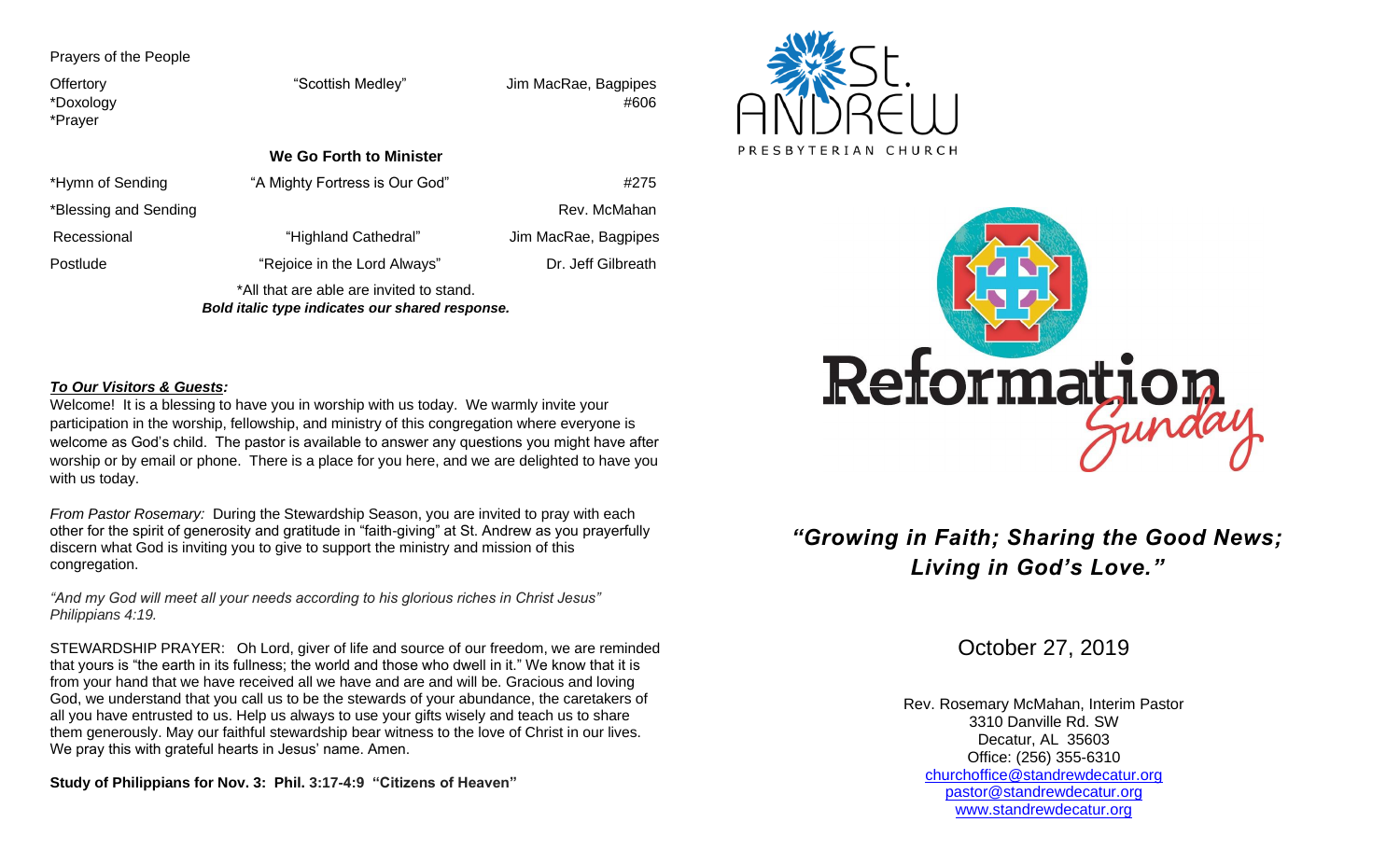Prayers of the People

| | | |
|---|---|---|
| Offertory | "Scottish Medley" | Jim MacRae, Bagpipes |
| *Doxology | | #606 |
| *Prayer | | |

**We Go Forth to Minister**

| | | |
|---|---|---|
| *Hymn of Sending | "A Mighty Fortress is Our God" | #275 |
| *Blessing and Sending | | Rev. McMahan |
| Recessional | "Highland Cathedral" | Jim MacRae, Bagpipes |
| Postlude | "Rejoice in the Lord Always" | Dr. Jeff Gilbreath |

*All that are able are invited to stand.
***Bold italic type indicates our shared response.***

***To Our Visitors & Guests:***

Welcome! It is a blessing to have you in worship with us today. We warmly invite your participation in the worship, fellowship, and ministry of this congregation where everyone is welcome as God's child. The pastor is available to answer any questions you might have after worship or by email or phone. There is a place for you here, and we are delighted to have you with us today.

*From Pastor Rosemary:* During the Stewardship Season, you are invited to pray with each other for the spirit of generosity and gratitude in "faith-giving" at St. Andrew as you prayerfully discern what God is inviting you to give to support the ministry and mission of this congregation.

*"And my God will meet all your needs according to his glorious riches in Christ Jesus" Philippians 4:19.*

STEWARDSHIP PRAYER: Oh Lord, giver of life and source of our freedom, we are reminded that yours is "the earth in its fullness; the world and those who dwell in it." We know that it is from your hand that we have received all we have and are and will be. Gracious and loving God, we understand that you call us to be the stewards of your abundance, the caretakers of all you have entrusted to us. Help us always to use your gifts wisely and teach us to share them generously. May our faithful stewardship bear witness to the love of Christ in our lives. We pray this with grateful hearts in Jesus' name. Amen.

**Study of Philippians for Nov. 3: Phil. 3:17-4:9 "Citizens of Heaven"**

St. ANDREW PRESBYTERIAN CHURCH

Reformation Sunday

***"Growing in Faith; Sharing the Good News; Living in God's Love."***

October 27, 2019

Rev. Rosemary McMahan, Interim Pastor
3310 Danville Rd. SW
Decatur, AL 35603
Office: (256) 355-6310
churchoffice@standrewdecatur.org
pastor@standrewdecatur.org
www.standrewdecatur.org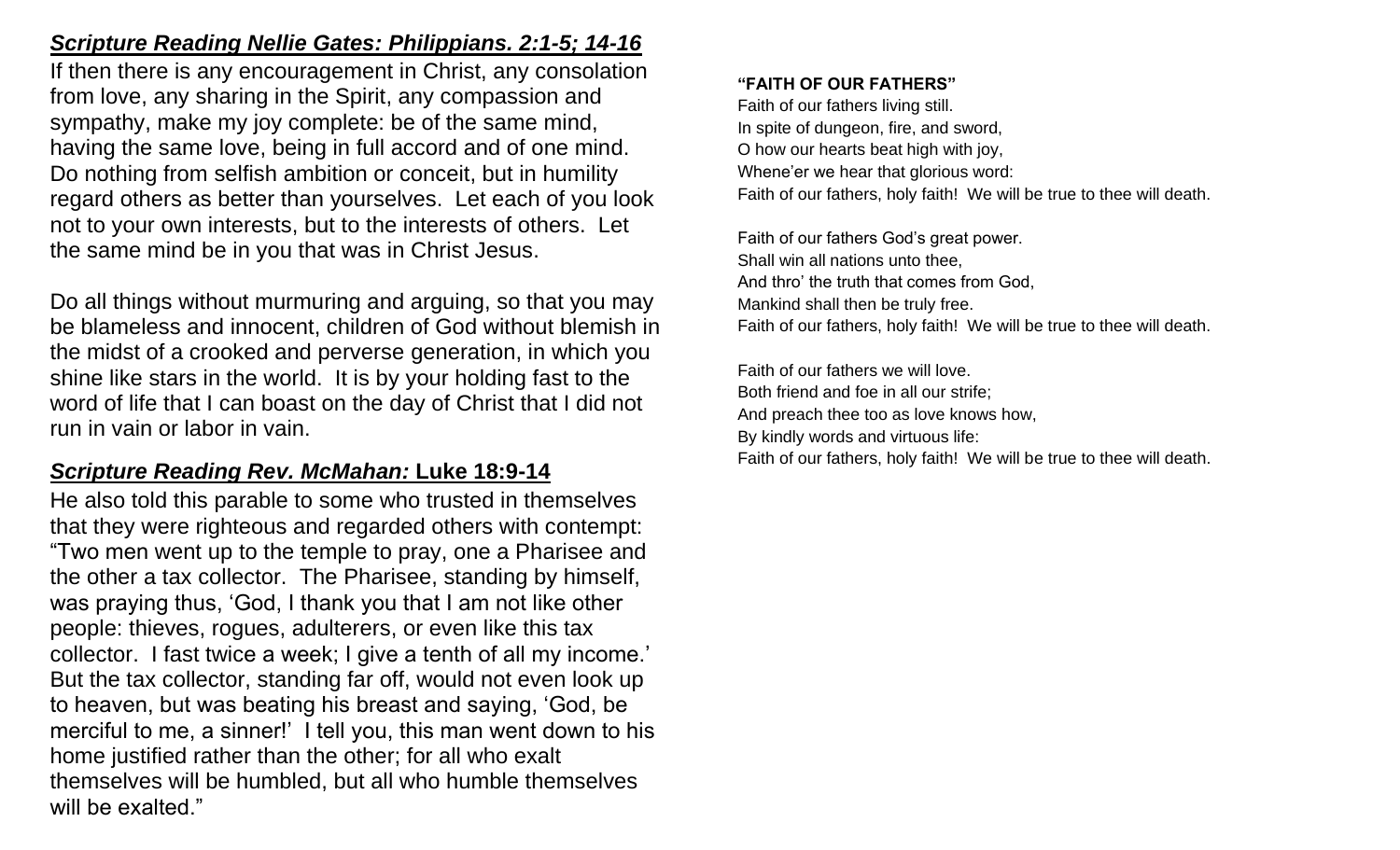## ***Scripture Reading Nellie Gates: Philippians. 2:1-5; 14-16***

If then there is any encouragement in Christ, any consolation from love, any sharing in the Spirit, any compassion and sympathy, make my joy complete: be of the same mind, having the same love, being in full accord and of one mind. Do nothing from selfish ambition or conceit, but in humility regard others as better than yourselves. Let each of you look not to your own interests, but to the interests of others. Let the same mind be in you that was in Christ Jesus.

Do all things without murmuring and arguing, so that you may be blameless and innocent, children of God without blemish in the midst of a crooked and perverse generation, in which you shine like stars in the world. It is by your holding fast to the word of life that I can boast on the day of Christ that I did not run in vain or labor in vain.

## ***Scripture Reading Rev. McMahan:* Luke 18:9-14**

He also told this parable to some who trusted in themselves that they were righteous and regarded others with contempt: "Two men went up to the temple to pray, one a Pharisee and the other a tax collector. The Pharisee, standing by himself, was praying thus, 'God, I thank you that I am not like other people: thieves, rogues, adulterers, or even like this tax collector. I fast twice a week; I give a tenth of all my income.' But the tax collector, standing far off, would not even look up to heaven, but was beating his breast and saying, 'God, be merciful to me, a sinner!' I tell you, this man went down to his home justified rather than the other; for all who exalt themselves will be humbled, but all who humble themselves will be exalted."

**"FAITH OF OUR FATHERS"**

Faith of our fathers living still.
In spite of dungeon, fire, and sword,
O how our hearts beat high with joy,
Whene'er we hear that glorious word:
Faith of our fathers, holy faith! We will be true to thee will death.

Faith of our fathers God's great power.
Shall win all nations unto thee,
And thro' the truth that comes from God,
Mankind shall then be truly free.
Faith of our fathers, holy faith! We will be true to thee will death.

Faith of our fathers we will love.
Both friend and foe in all our strife;
And preach thee too as love knows how,
By kindly words and virtuous life:
Faith of our fathers, holy faith! We will be true to thee will death.